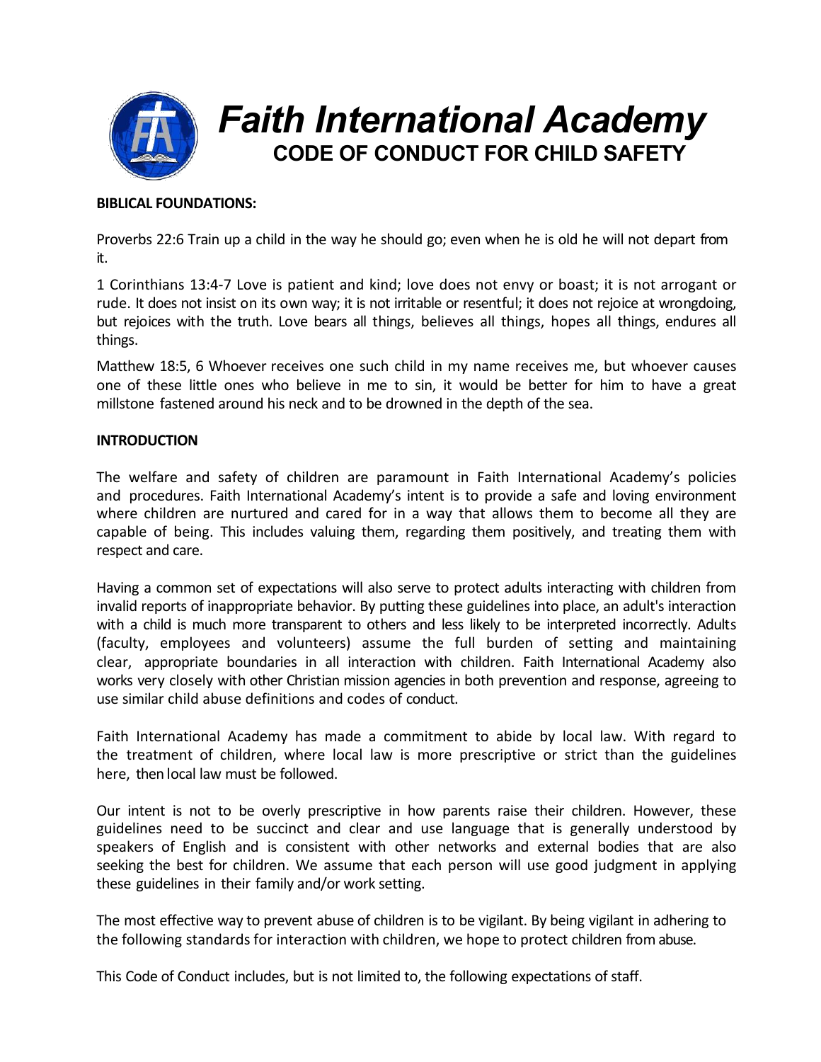# Faith International Academy

## CODE OF CONDUCT FOR CHILD SAFETY

**BIBLICAL FOUNDATIONS:**

Proverbs 22:6 Train up a child in the way he should go; even when he is old he will not depart from it.

1 Corinthians 13:4-7 Love is patient and kind; love does not envy or boast; it is not arrogant or rude. It does not insist on its own way; it is not irritable or resentful; it does not rejoice at wrongdoing, but rejoices with the truth. Love bears all things, believes all things, hopes all things, endures all things.

Matthew 18:5, 6 Whoever receives one such child in my name receives me, but whoever causes one of these little ones who believe in me to sin, it would be better for him to have a great millstone fastened around his neck and to be drowned in the depth of the sea.

**INTRODUCTION**

The welfare and safety of children are paramount in Faith International Academy's policies and procedures. Faith International Academy's intent is to provide a safe and loving environment where children are nurtured and cared for in a way that allows them to become all they are capable of being. This includes valuing them, regarding them positively, and treating them with respect and care.

Having a common set of expectations will also serve to protect adults interacting with children from invalid reports of inappropriate behavior. By putting these guidelines into place, an adult's interaction with a child is much more transparent to others and less likely to be interpreted incorrectly. Adults (faculty, employees and volunteers) assume the full burden of setting and maintaining clear, appropriate boundaries in all interaction with children. Faith International Academy also works very closely with other Christian mission agencies in both prevention and response, agreeing to use similar child abuse definitions and codes of conduct.

Faith International Academy has made a commitment to abide by local law. With regard to the treatment of children, where local law is more prescriptive or strict than the guidelines here, then local law must be followed.

Our intent is not to be overly prescriptive in how parents raise their children. However, these guidelines need to be succinct and clear and use language that is generally understood by speakers of English and is consistent with other networks and external bodies that are also seeking the best for children. We assume that each person will use good judgment in applying these guidelines in their family and/or work setting.

The most effective way to prevent abuse of children is to be vigilant. By being vigilant in adhering to the following standards for interaction with children, we hope to protect children from abuse.

This Code of Conduct includes, but is not limited to, the following expectations of staff.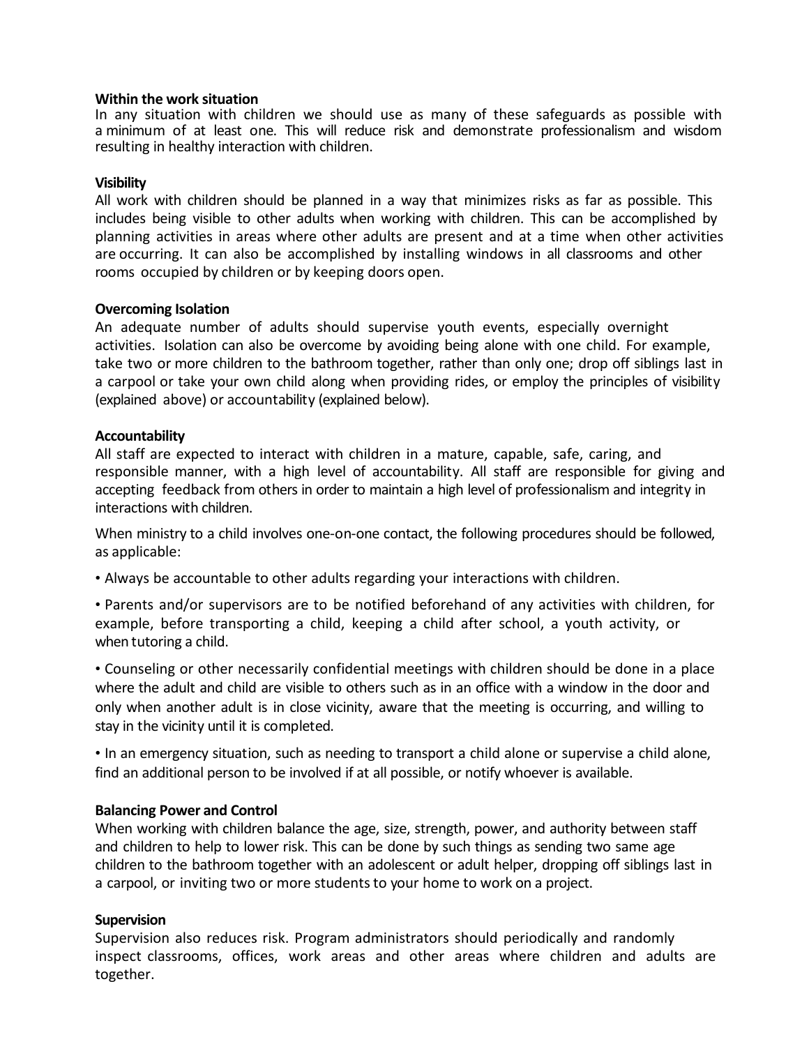**Within the work situation**

In any situation with children we should use as many of these safeguards as possible with a minimum of at least one. This will reduce risk and demonstrate professionalism and wisdom resulting in healthy interaction with children.

**Visibility**

All work with children should be planned in a way that minimizes risks as far as possible. This includes being visible to other adults when working with children. This can be accomplished by planning activities in areas where other adults are present and at a time when other activities are occurring. It can also be accomplished by installing windows in all classrooms and other rooms occupied by children or by keeping doors open.

**Overcoming Isolation**

An adequate number of adults should supervise youth events, especially overnight activities. Isolation can also be overcome by avoiding being alone with one child. For example, take two or more children to the bathroom together, rather than only one; drop off siblings last in a carpool or take your own child along when providing rides, or employ the principles of visibility (explained above) or accountability (explained below).

**Accountability**

All staff are expected to interact with children in a mature, capable, safe, caring, and responsible manner, with a high level of accountability. All staff are responsible for giving and accepting feedback from others in order to maintain a high level of professionalism and integrity in interactions with children.

When ministry to a child involves one-on-one contact, the following procedures should be followed, as applicable:

- Always be accountable to other adults regarding your interactions with children.
- Parents and/or supervisors are to be notified beforehand of any activities with children, for example, before transporting a child, keeping a child after school, a youth activity, or when tutoring a child.
- Counseling or other necessarily confidential meetings with children should be done in a place where the adult and child are visible to others such as in an office with a window in the door and only when another adult is in close vicinity, aware that the meeting is occurring, and willing to stay in the vicinity until it is completed.
- In an emergency situation, such as needing to transport a child alone or supervise a child alone, find an additional person to be involved if at all possible, or notify whoever is available.

**Balancing Power and Control**

When working with children balance the age, size, strength, power, and authority between staff and children to help to lower risk. This can be done by such things as sending two same age children to the bathroom together with an adolescent or adult helper, dropping off siblings last in a carpool, or inviting two or more students to your home to work on a project.

**Supervision**

Supervision also reduces risk. Program administrators should periodically and randomly inspect classrooms, offices, work areas and other areas where children and adults are together.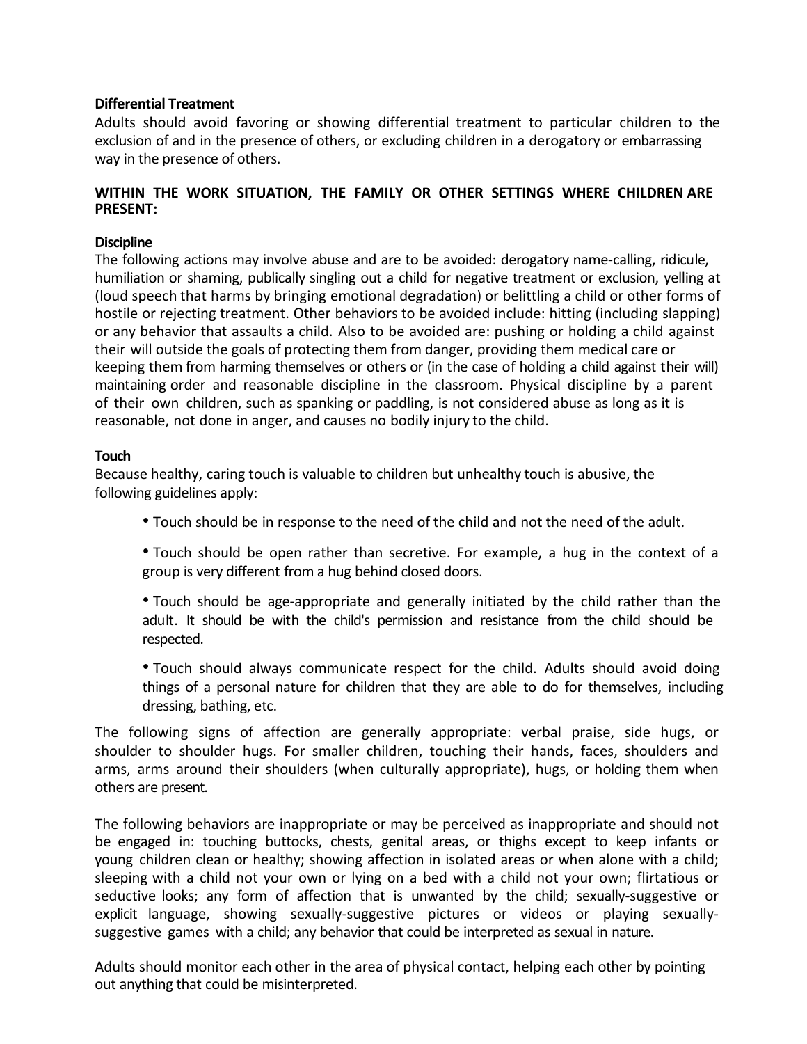**Differential Treatment**

Adults should avoid favoring or showing differential treatment to particular children to the exclusion of and in the presence of others, or excluding children in a derogatory or embarrassing way in the presence of others.

**WITHIN THE WORK SITUATION, THE FAMILY OR OTHER SETTINGS WHERE CHILDREN ARE PRESENT:**

**Discipline**

The following actions may involve abuse and are to be avoided: derogatory name-calling, ridicule, humiliation or shaming, publically singling out a child for negative treatment or exclusion, yelling at (loud speech that harms by bringing emotional degradation) or belittling a child or other forms of hostile or rejecting treatment. Other behaviors to be avoided include: hitting (including slapping) or any behavior that assaults a child. Also to be avoided are: pushing or holding a child against their will outside the goals of protecting them from danger, providing them medical care or keeping them from harming themselves or others or (in the case of holding a child against their will) maintaining order and reasonable discipline in the classroom. Physical discipline by a parent of their own children, such as spanking or paddling, is not considered abuse as long as it is reasonable, not done in anger, and causes no bodily injury to the child.

**Touch**

Because healthy, caring touch is valuable to children but unhealthy touch is abusive, the following guidelines apply:

- Touch should be in response to the need of the child and not the need of the adult.
- Touch should be open rather than secretive. For example, a hug in the context of a group is very different from a hug behind closed doors.
- Touch should be age-appropriate and generally initiated by the child rather than the adult. It should be with the child's permission and resistance from the child should be respected.
- Touch should always communicate respect for the child. Adults should avoid doing things of a personal nature for children that they are able to do for themselves, including dressing, bathing, etc.

The following signs of affection are generally appropriate: verbal praise, side hugs, or shoulder to shoulder hugs. For smaller children, touching their hands, faces, shoulders and arms, arms around their shoulders (when culturally appropriate), hugs, or holding them when others are present.

The following behaviors are inappropriate or may be perceived as inappropriate and should not be engaged in: touching buttocks, chests, genital areas, or thighs except to keep infants or young children clean or healthy; showing affection in isolated areas or when alone with a child; sleeping with a child not your own or lying on a bed with a child not your own; flirtatious or seductive looks; any form of affection that is unwanted by the child; sexually-suggestive or explicit language, showing sexually-suggestive pictures or videos or playing sexually-suggestive games with a child; any behavior that could be interpreted as sexual in nature.

Adults should monitor each other in the area of physical contact, helping each other by pointing out anything that could be misinterpreted.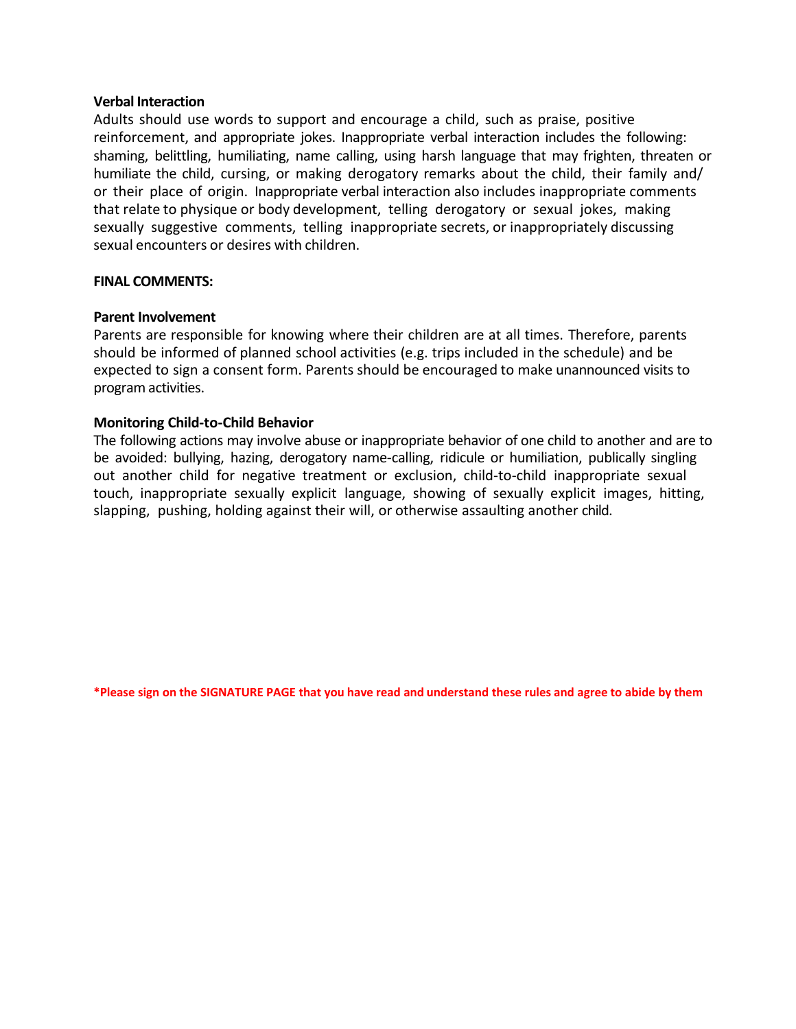**Verbal Interaction**

Adults should use words to support and encourage a child, such as praise, positive reinforcement, and appropriate jokes. Inappropriate verbal interaction includes the following: shaming, belittling, humiliating, name calling, using harsh language that may frighten, threaten or humiliate the child, cursing, or making derogatory remarks about the child, their family and/ or their place of origin. Inappropriate verbal interaction also includes inappropriate comments that relate to physique or body development, telling derogatory or sexual jokes, making sexually suggestive comments, telling inappropriate secrets, or inappropriately discussing sexual encounters or desires with children.

**FINAL COMMENTS:**

**Parent Involvement**

Parents are responsible for knowing where their children are at all times. Therefore, parents should be informed of planned school activities (e.g. trips included in the schedule) and be expected to sign a consent form. Parents should be encouraged to make unannounced visits to program activities.

**Monitoring Child-to-Child Behavior**

The following actions may involve abuse or inappropriate behavior of one child to another and are to be avoided: bullying, hazing, derogatory name-calling, ridicule or humiliation, publically singling out another child for negative treatment or exclusion, child-to-child inappropriate sexual touch, inappropriate sexually explicit language, showing of sexually explicit images, hitting, slapping, pushing, holding against their will, or otherwise assaulting another child.

**\*Please sign on the SIGNATURE PAGE that you have read and understand these rules and agree to abide by them**